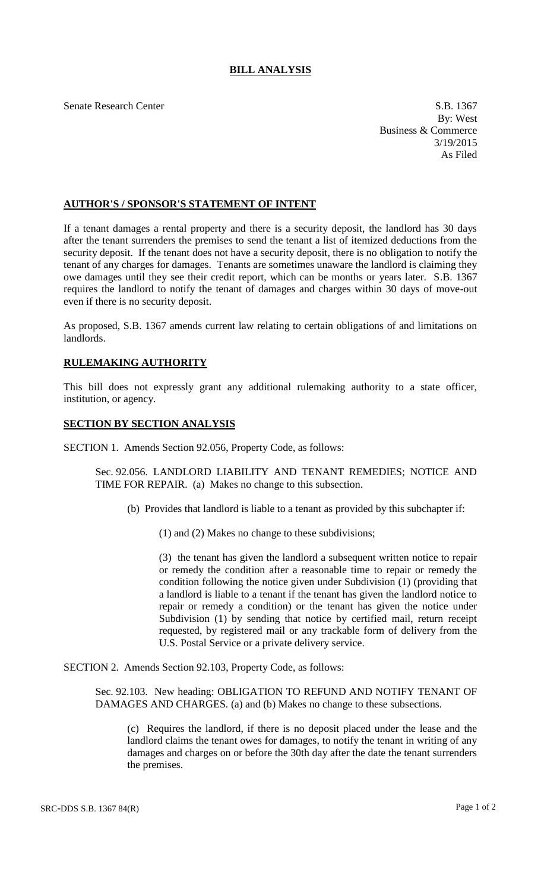# BILL ANALYSIS

Senate Research Center

S.B. 1367
By: West
Business & Commerce
3/19/2015
As Filed

## AUTHOR'S / SPONSOR'S STATEMENT OF INTENT

If a tenant damages a rental property and there is a security deposit, the landlord has 30 days after the tenant surrenders the premises to send the tenant a list of itemized deductions from the security deposit. If the tenant does not have a security deposit, there is no obligation to notify the tenant of any charges for damages. Tenants are sometimes unaware the landlord is claiming they owe damages until they see their credit report, which can be months or years later. S.B. 1367 requires the landlord to notify the tenant of damages and charges within 30 days of move-out even if there is no security deposit.

As proposed, S.B. 1367 amends current law relating to certain obligations of and limitations on landlords.

## RULEMAKING AUTHORITY

This bill does not expressly grant any additional rulemaking authority to a state officer, institution, or agency.

## SECTION BY SECTION ANALYSIS

SECTION 1. Amends Section 92.056, Property Code, as follows:

Sec. 92.056. LANDLORD LIABILITY AND TENANT REMEDIES; NOTICE AND TIME FOR REPAIR. (a) Makes no change to this subsection.

(b) Provides that landlord is liable to a tenant as provided by this subchapter if:

(1) and (2) Makes no change to these subdivisions;

(3) the tenant has given the landlord a subsequent written notice to repair or remedy the condition after a reasonable time to repair or remedy the condition following the notice given under Subdivision (1) (providing that a landlord is liable to a tenant if the tenant has given the landlord notice to repair or remedy a condition) or the tenant has given the notice under Subdivision (1) by sending that notice by certified mail, return receipt requested, by registered mail or any trackable form of delivery from the U.S. Postal Service or a private delivery service.

SECTION 2. Amends Section 92.103, Property Code, as follows:

Sec. 92.103. New heading: OBLIGATION TO REFUND AND NOTIFY TENANT OF DAMAGES AND CHARGES. (a) and (b) Makes no change to these subsections.

(c) Requires the landlord, if there is no deposit placed under the lease and the landlord claims the tenant owes for damages, to notify the tenant in writing of any damages and charges on or before the 30th day after the date the tenant surrenders the premises.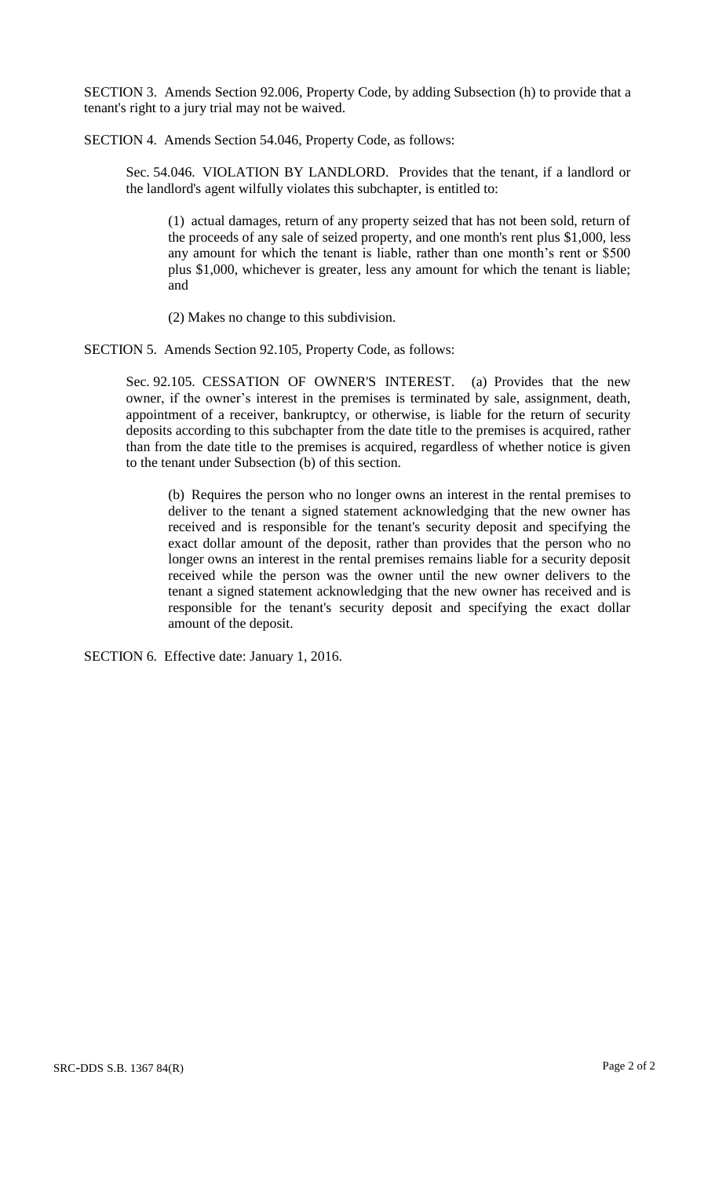SECTION 3. Amends Section 92.006, Property Code, by adding Subsection (h) to provide that a tenant's right to a jury trial may not be waived.

SECTION 4. Amends Section 54.046, Property Code, as follows:

> Sec. 54.046. VIOLATION BY LANDLORD. Provides that the tenant, if a landlord or the landlord's agent wilfully violates this subchapter, is entitled to:
>
> > (1) actual damages, return of any property seized that has not been sold, return of the proceeds of any sale of seized property, and one month's rent plus $1,000, less any amount for which the tenant is liable, rather than one month's rent or $500 plus $1,000, whichever is greater, less any amount for which the tenant is liable; and
> >
> > (2) Makes no change to this subdivision.

SECTION 5. Amends Section 92.105, Property Code, as follows:

> Sec. 92.105. CESSATION OF OWNER'S INTEREST. (a) Provides that the new owner, if the owner's interest in the premises is terminated by sale, assignment, death, appointment of a receiver, bankruptcy, or otherwise, is liable for the return of security deposits according to this subchapter from the date title to the premises is acquired, rather than from the date title to the premises is acquired, regardless of whether notice is given to the tenant under Subsection (b) of this section.
>
> > (b) Requires the person who no longer owns an interest in the rental premises to deliver to the tenant a signed statement acknowledging that the new owner has received and is responsible for the tenant's security deposit and specifying the exact dollar amount of the deposit, rather than provides that the person who no longer owns an interest in the rental premises remains liable for a security deposit received while the person was the owner until the new owner delivers to the tenant a signed statement acknowledging that the new owner has received and is responsible for the tenant's security deposit and specifying the exact dollar amount of the deposit.

SECTION 6. Effective date: January 1, 2016.